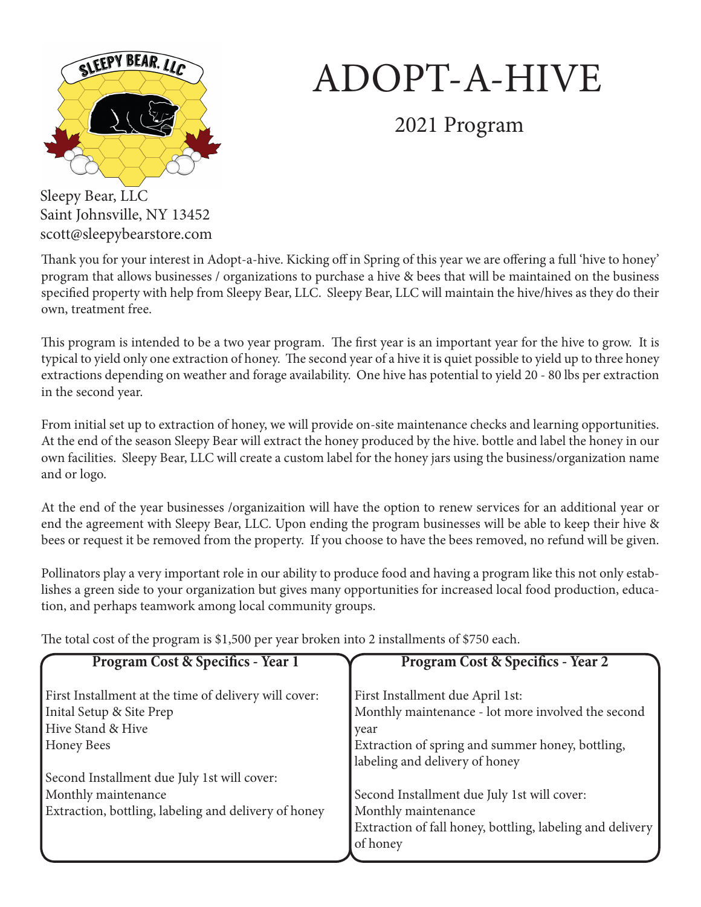# ADOPT-A-HIVE

## 2021 Program

Sleepy Bear, LLC
Saint Johnsville, NY 13452
scott@sleepybearstore.com

Thank you for your interest in Adopt-a-hive. Kicking off in Spring of this year we are offering a full 'hive to honey' program that allows businesses / organizations to purchase a hive & bees that will be maintained on the business specified property with help from Sleepy Bear, LLC. Sleepy Bear, LLC will maintain the hive/hives as they do their own, treatment free.

This program is intended to be a two year program. The first year is an important year for the hive to grow. It is typical to yield only one extraction of honey. The second year of a hive it is quiet possible to yield up to three honey extractions depending on weather and forage availability. One hive has potential to yield 20 - 80 lbs per extraction in the second year.

From initial set up to extraction of honey, we will provide on-site maintenance checks and learning opportunities. At the end of the season Sleepy Bear will extract the honey produced by the hive. bottle and label the honey in our own facilities. Sleepy Bear, LLC will create a custom label for the honey jars using the business/organization name and or logo.

At the end of the year businesses /organizaition will have the option to renew services for an additional year or end the agreement with Sleepy Bear, LLC. Upon ending the program businesses will be able to keep their hive & bees or request it be removed from the property. If you choose to have the bees removed, no refund will be given.

Pollinators play a very important role in our ability to produce food and having a program like this not only establishes a green side to your organization but gives many opportunities for increased local food production, education, and perhaps teamwork among local community groups.

The total cost of the program is $1,500 per year broken into 2 installments of $750 each.

| Program Cost & Specifics - Year 1 | Program Cost & Specifics - Year 2 |
|---|---|
| First Installment at the time of delivery will cover:<br>Inital Setup & Site Prep<br>Hive Stand & Hive<br>Honey Bees<br><br>Second Installment due July 1st will cover:<br>Monthly maintenance<br>Extraction, bottling, labeling and delivery of honey | First Installment due April 1st:<br>Monthly maintenance - lot more involved the second year<br>Extraction of spring and summer honey, bottling, labeling and delivery of honey<br><br>Second Installment due July 1st will cover:<br>Monthly maintenance<br>Extraction of fall honey, bottling, labeling and delivery of honey |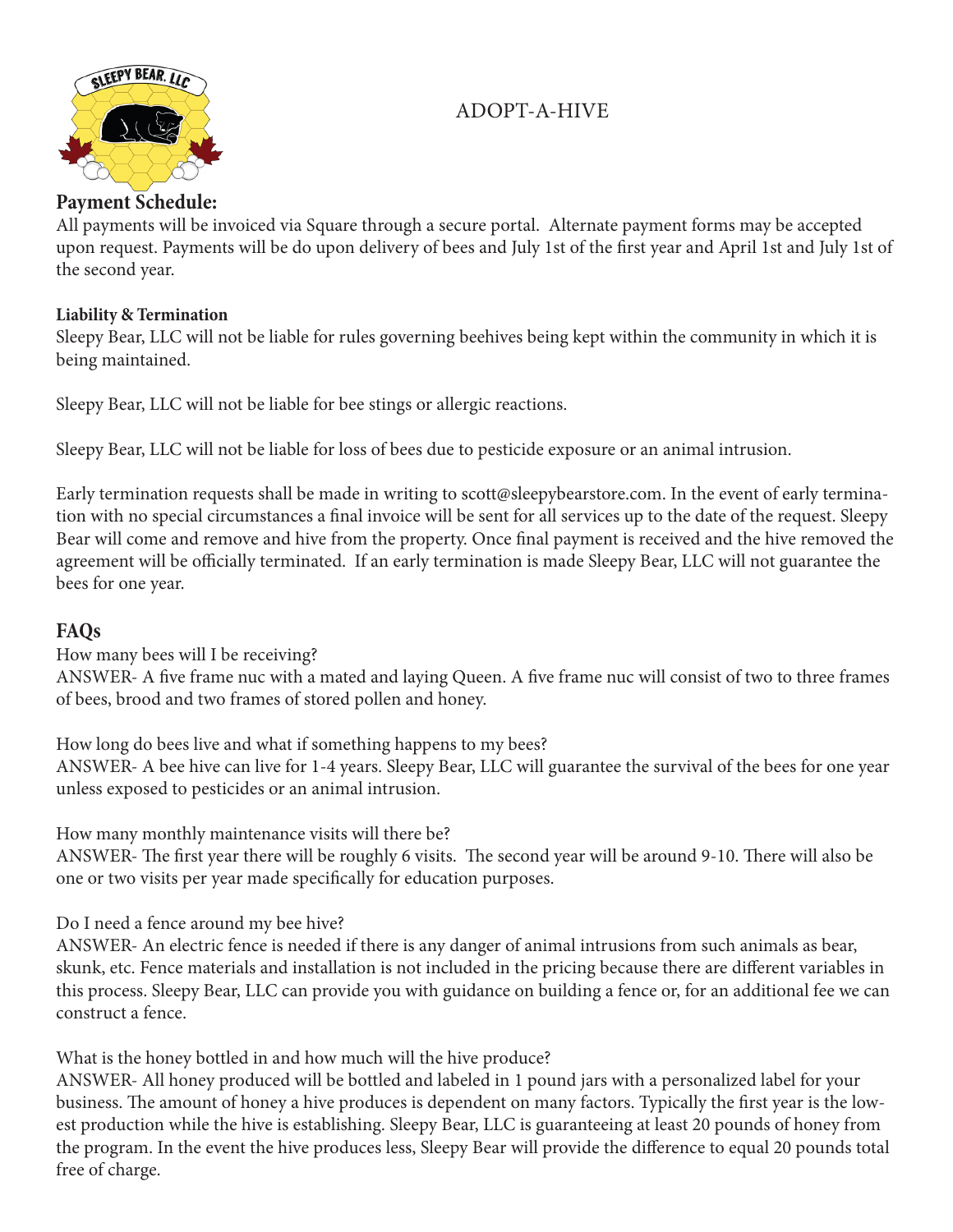ADOPT-A-HIVE

## Payment Schedule:

All payments will be invoiced via Square through a secure portal. Alternate payment forms may be accepted upon request. Payments will be do upon delivery of bees and July 1st of the first year and April 1st and July 1st of the second year.

### Liability & Termination

Sleepy Bear, LLC will not be liable for rules governing beehives being kept within the community in which it is being maintained.

Sleepy Bear, LLC will not be liable for bee stings or allergic reactions.

Sleepy Bear, LLC will not be liable for loss of bees due to pesticide exposure or an animal intrusion.

Early termination requests shall be made in writing to scott@sleepybearstore.com. In the event of early termination with no special circumstances a final invoice will be sent for all services up to the date of the request. Sleepy Bear will come and remove and hive from the property. Once final payment is received and the hive removed the agreement will be officially terminated. If an early termination is made Sleepy Bear, LLC will not guarantee the bees for one year.

## FAQs

How many bees will I be receiving?
ANSWER- A five frame nuc with a mated and laying Queen. A five frame nuc will consist of two to three frames of bees, brood and two frames of stored pollen and honey.

How long do bees live and what if something happens to my bees?
ANSWER- A bee hive can live for 1-4 years. Sleepy Bear, LLC will guarantee the survival of the bees for one year unless exposed to pesticides or an animal intrusion.

How many monthly maintenance visits will there be?
ANSWER- The first year there will be roughly 6 visits. The second year will be around 9-10. There will also be one or two visits per year made specifically for education purposes.

Do I need a fence around my bee hive?
ANSWER- An electric fence is needed if there is any danger of animal intrusions from such animals as bear, skunk, etc. Fence materials and installation is not included in the pricing because there are different variables in this process. Sleepy Bear, LLC can provide you with guidance on building a fence or, for an additional fee we can construct a fence.

What is the honey bottled in and how much will the hive produce?
ANSWER- All honey produced will be bottled and labeled in 1 pound jars with a personalized label for your business. The amount of honey a hive produces is dependent on many factors. Typically the first year is the lowest production while the hive is establishing. Sleepy Bear, LLC is guaranteeing at least 20 pounds of honey from the program. In the event the hive produces less, Sleepy Bear will provide the difference to equal 20 pounds total free of charge.